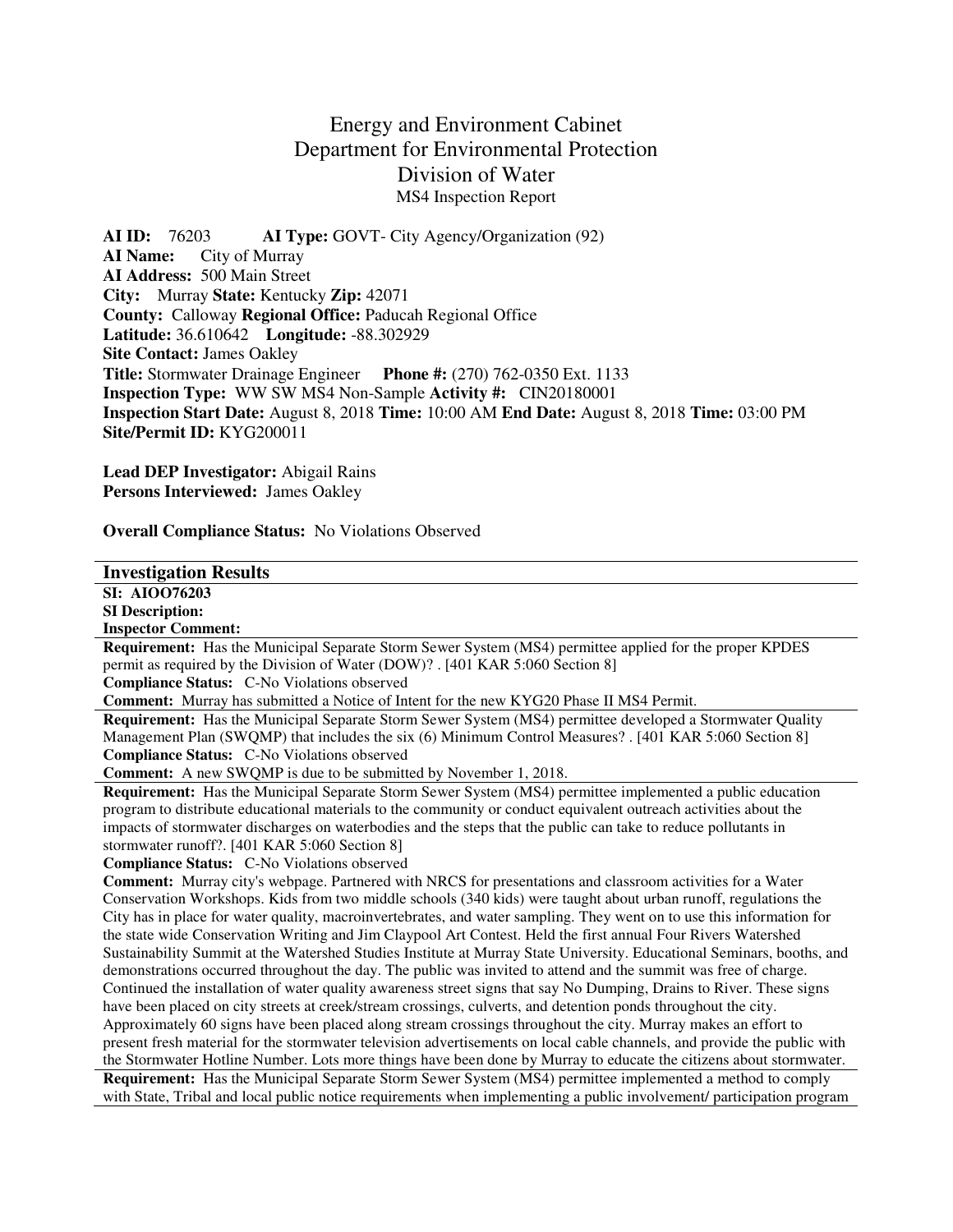# Energy and Environment Cabinet
# Department for Environmental Protection
# Division of Water
## MS4 Inspection Report

**AI ID:** 76203 **AI Type:** GOVT- City Agency/Organization (92)
**AI Name:** City of Murray
**AI Address:** 500 Main Street
**City:** Murray **State:** Kentucky **Zip:** 42071
**County:** Calloway **Regional Office:** Paducah Regional Office
**Latitude:** 36.610642 **Longitude:** -88.302929
**Site Contact:** James Oakley
**Title:** Stormwater Drainage Engineer **Phone #:** (270) 762-0350 Ext. 1133
**Inspection Type:** WW SW MS4 Non-Sample **Activity #:** CIN20180001
**Inspection Start Date:** August 8, 2018 **Time:** 10:00 AM **End Date:** August 8, 2018 **Time:** 03:00 PM
**Site/Permit ID:** KYG200011

**Lead DEP Investigator:** Abigail Rains
**Persons Interviewed:** James Oakley

**Overall Compliance Status:** No Violations Observed

## Investigation Results

**SI: AIOO76203**
**SI Description:**
**Inspector Comment:**

**Requirement:** Has the Municipal Separate Storm Sewer System (MS4) permittee applied for the proper KPDES permit as required by the Division of Water (DOW)? . [401 KAR 5:060 Section 8]
**Compliance Status:** C-No Violations observed
**Comment:** Murray has submitted a Notice of Intent for the new KYG20 Phase II MS4 Permit.

**Requirement:** Has the Municipal Separate Storm Sewer System (MS4) permittee developed a Stormwater Quality Management Plan (SWQMP) that includes the six (6) Minimum Control Measures? . [401 KAR 5:060 Section 8]
**Compliance Status:** C-No Violations observed
**Comment:** A new SWQMP is due to be submitted by November 1, 2018.

**Requirement:** Has the Municipal Separate Storm Sewer System (MS4) permittee implemented a public education program to distribute educational materials to the community or conduct equivalent outreach activities about the impacts of stormwater discharges on waterbodies and the steps that the public can take to reduce pollutants in stormwater runoff?. [401 KAR 5:060 Section 8]
**Compliance Status:** C-No Violations observed
**Comment:** Murray city's webpage. Partnered with NRCS for presentations and classroom activities for a Water Conservation Workshops. Kids from two middle schools (340 kids) were taught about urban runoff, regulations the City has in place for water quality, macroinvertebrates, and water sampling. They went on to use this information for the state wide Conservation Writing and Jim Claypool Art Contest. Held the first annual Four Rivers Watershed Sustainability Summit at the Watershed Studies Institute at Murray State University. Educational Seminars, booths, and demonstrations occurred throughout the day. The public was invited to attend and the summit was free of charge. Continued the installation of water quality awareness street signs that say No Dumping, Drains to River. These signs have been placed on city streets at creek/stream crossings, culverts, and detention ponds throughout the city. Approximately 60 signs have been placed along stream crossings throughout the city. Murray makes an effort to present fresh material for the stormwater television advertisements on local cable channels, and provide the public with the Stormwater Hotline Number. Lots more things have been done by Murray to educate the citizens about stormwater.

**Requirement:** Has the Municipal Separate Storm Sewer System (MS4) permittee implemented a method to comply with State, Tribal and local public notice requirements when implementing a public involvement/ participation program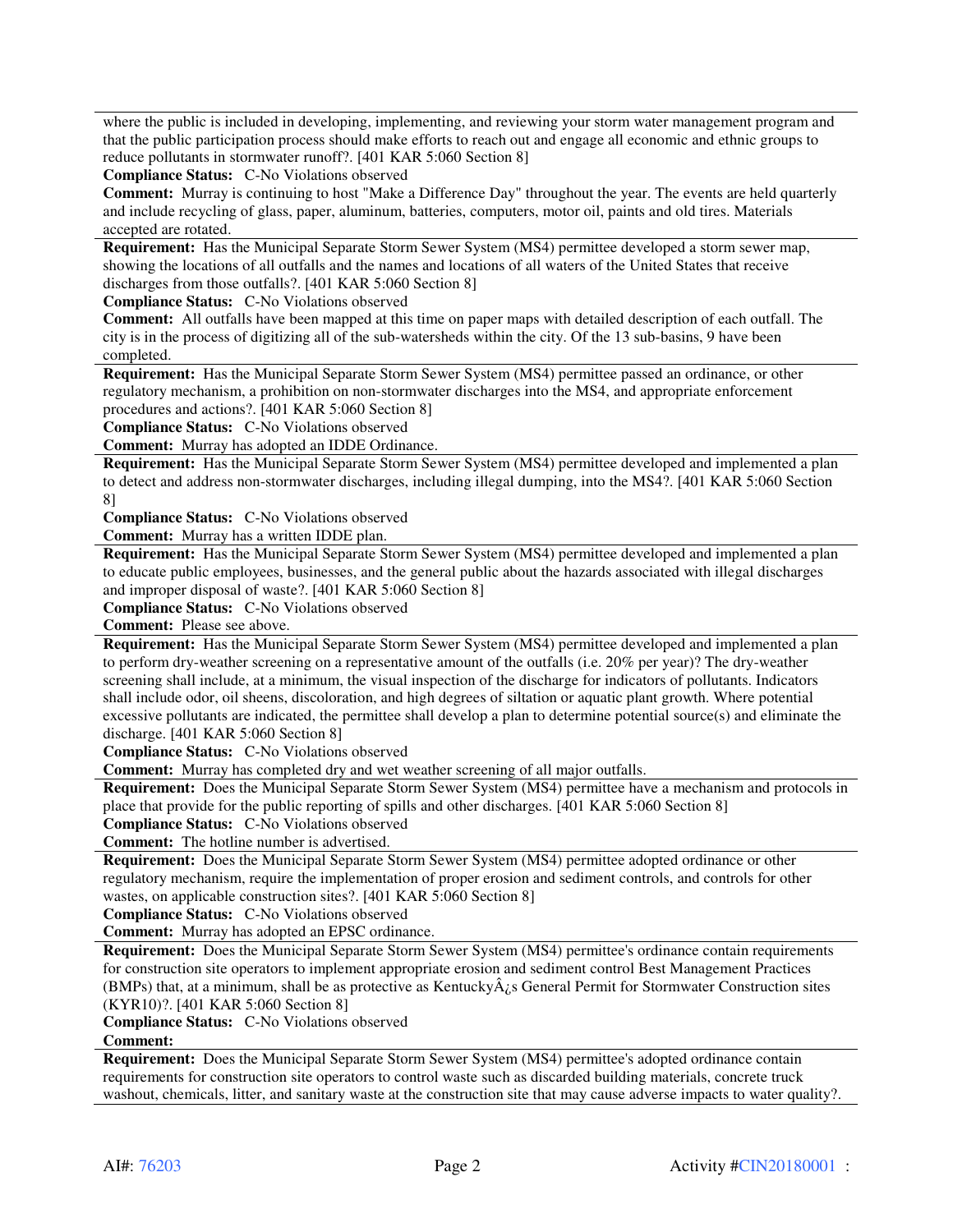where the public is included in developing, implementing, and reviewing your storm water management program and that the public participation process should make efforts to reach out and engage all economic and ethnic groups to reduce pollutants in stormwater runoff?. [401 KAR 5:060 Section 8]

**Compliance Status:** C-No Violations observed

**Comment:** Murray is continuing to host "Make a Difference Day" throughout the year. The events are held quarterly and include recycling of glass, paper, aluminum, batteries, computers, motor oil, paints and old tires. Materials accepted are rotated.

---

**Requirement:** Has the Municipal Separate Storm Sewer System (MS4) permittee developed a storm sewer map, showing the locations of all outfalls and the names and locations of all waters of the United States that receive discharges from those outfalls?. [401 KAR 5:060 Section 8]

**Compliance Status:** C-No Violations observed

**Comment:** All outfalls have been mapped at this time on paper maps with detailed description of each outfall. The city is in the process of digitizing all of the sub-watersheds within the city. Of the 13 sub-basins, 9 have been completed.

---

**Requirement:** Has the Municipal Separate Storm Sewer System (MS4) permittee passed an ordinance, or other regulatory mechanism, a prohibition on non-stormwater discharges into the MS4, and appropriate enforcement procedures and actions?. [401 KAR 5:060 Section 8]

**Compliance Status:** C-No Violations observed

**Comment:** Murray has adopted an IDDE Ordinance.

---

**Requirement:** Has the Municipal Separate Storm Sewer System (MS4) permittee developed and implemented a plan to detect and address non-stormwater discharges, including illegal dumping, into the MS4?. [401 KAR 5:060 Section 8]

**Compliance Status:** C-No Violations observed

**Comment:** Murray has a written IDDE plan.

---

**Requirement:** Has the Municipal Separate Storm Sewer System (MS4) permittee developed and implemented a plan to educate public employees, businesses, and the general public about the hazards associated with illegal discharges and improper disposal of waste?. [401 KAR 5:060 Section 8]

**Compliance Status:** C-No Violations observed

**Comment:** Please see above.

---

**Requirement:** Has the Municipal Separate Storm Sewer System (MS4) permittee developed and implemented a plan to perform dry-weather screening on a representative amount of the outfalls (i.e. 20% per year)? The dry-weather screening shall include, at a minimum, the visual inspection of the discharge for indicators of pollutants. Indicators shall include odor, oil sheens, discoloration, and high degrees of siltation or aquatic plant growth. Where potential excessive pollutants are indicated, the permittee shall develop a plan to determine potential source(s) and eliminate the discharge. [401 KAR 5:060 Section 8]

**Compliance Status:** C-No Violations observed

**Comment:** Murray has completed dry and wet weather screening of all major outfalls.

---

**Requirement:** Does the Municipal Separate Storm Sewer System (MS4) permittee have a mechanism and protocols in place that provide for the public reporting of spills and other discharges. [401 KAR 5:060 Section 8]

**Compliance Status:** C-No Violations observed

**Comment:** The hotline number is advertised.

---

**Requirement:** Does the Municipal Separate Storm Sewer System (MS4) permittee adopted ordinance or other regulatory mechanism, require the implementation of proper erosion and sediment controls, and controls for other wastes, on applicable construction sites?. [401 KAR 5:060 Section 8]

**Compliance Status:** C-No Violations observed

**Comment:** Murray has adopted an EPSC ordinance.

---

**Requirement:** Does the Municipal Separate Storm Sewer System (MS4) permittee's ordinance contain requirements for construction site operators to implement appropriate erosion and sediment control Best Management Practices (BMPs) that, at a minimum, shall be as protective as KentuckyÂ¿s General Permit for Stormwater Construction sites (KYR10)?. [401 KAR 5:060 Section 8]

**Compliance Status:** C-No Violations observed

**Comment:**

---

**Requirement:** Does the Municipal Separate Storm Sewer System (MS4) permittee's adopted ordinance contain requirements for construction site operators to control waste such as discarded building materials, concrete truck washout, chemicals, litter, and sanitary waste at the construction site that may cause adverse impacts to water quality?.

AI#: 76203 Activity #CIN20180001 :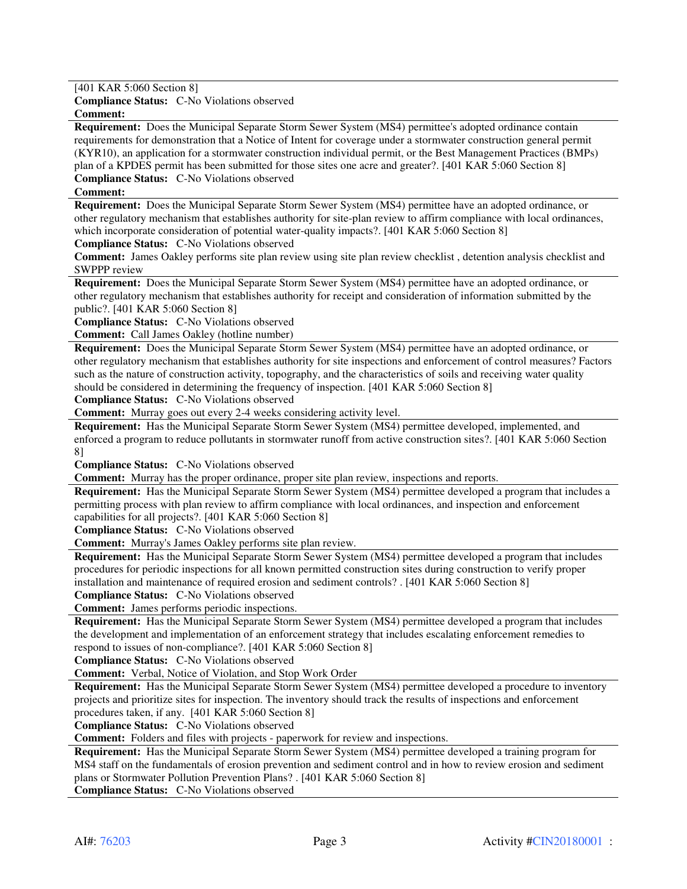[401 KAR 5:060 Section 8]
**Compliance Status:** C-No Violations observed
**Comment:**

---

**Requirement:** Does the Municipal Separate Storm Sewer System (MS4) permittee's adopted ordinance contain requirements for demonstration that a Notice of Intent for coverage under a stormwater construction general permit (KYR10), an application for a stormwater construction individual permit, or the Best Management Practices (BMPs) plan of a KPDES permit has been submitted for those sites one acre and greater?. [401 KAR 5:060 Section 8]
**Compliance Status:** C-No Violations observed
**Comment:**

---

**Requirement:** Does the Municipal Separate Storm Sewer System (MS4) permittee have an adopted ordinance, or other regulatory mechanism that establishes authority for site-plan review to affirm compliance with local ordinances, which incorporate consideration of potential water-quality impacts?. [401 KAR 5:060 Section 8]
**Compliance Status:** C-No Violations observed
**Comment:** James Oakley performs site plan review using site plan review checklist , detention analysis checklist and SWPPP review

---

**Requirement:** Does the Municipal Separate Storm Sewer System (MS4) permittee have an adopted ordinance, or other regulatory mechanism that establishes authority for receipt and consideration of information submitted by the public?. [401 KAR 5:060 Section 8]
**Compliance Status:** C-No Violations observed
**Comment:** Call James Oakley (hotline number)

---

**Requirement:** Does the Municipal Separate Storm Sewer System (MS4) permittee have an adopted ordinance, or other regulatory mechanism that establishes authority for site inspections and enforcement of control measures? Factors such as the nature of construction activity, topography, and the characteristics of soils and receiving water quality should be considered in determining the frequency of inspection. [401 KAR 5:060 Section 8]
**Compliance Status:** C-No Violations observed
**Comment:** Murray goes out every 2-4 weeks considering activity level.

---

**Requirement:** Has the Municipal Separate Storm Sewer System (MS4) permittee developed, implemented, and enforced a program to reduce pollutants in stormwater runoff from active construction sites?. [401 KAR 5:060 Section 8]
**Compliance Status:** C-No Violations observed
**Comment:** Murray has the proper ordinance, proper site plan review, inspections and reports.

---

**Requirement:** Has the Municipal Separate Storm Sewer System (MS4) permittee developed a program that includes a permitting process with plan review to affirm compliance with local ordinances, and inspection and enforcement capabilities for all projects?. [401 KAR 5:060 Section 8]
**Compliance Status:** C-No Violations observed
**Comment:** Murray's James Oakley performs site plan review.

---

**Requirement:** Has the Municipal Separate Storm Sewer System (MS4) permittee developed a program that includes procedures for periodic inspections for all known permitted construction sites during construction to verify proper installation and maintenance of required erosion and sediment controls? . [401 KAR 5:060 Section 8]
**Compliance Status:** C-No Violations observed
**Comment:** James performs periodic inspections.

---

**Requirement:** Has the Municipal Separate Storm Sewer System (MS4) permittee developed a program that includes the development and implementation of an enforcement strategy that includes escalating enforcement remedies to respond to issues of non-compliance?. [401 KAR 5:060 Section 8]
**Compliance Status:** C-No Violations observed
**Comment:** Verbal, Notice of Violation, and Stop Work Order

---

**Requirement:** Has the Municipal Separate Storm Sewer System (MS4) permittee developed a procedure to inventory projects and prioritize sites for inspection. The inventory should track the results of inspections and enforcement procedures taken, if any. [401 KAR 5:060 Section 8]
**Compliance Status:** C-No Violations observed
**Comment:** Folders and files with projects - paperwork for review and inspections.

---

**Requirement:** Has the Municipal Separate Storm Sewer System (MS4) permittee developed a training program for MS4 staff on the fundamentals of erosion prevention and sediment control and in how to review erosion and sediment plans or Stormwater Pollution Prevention Plans? . [401 KAR 5:060 Section 8]
**Compliance Status:** C-No Violations observed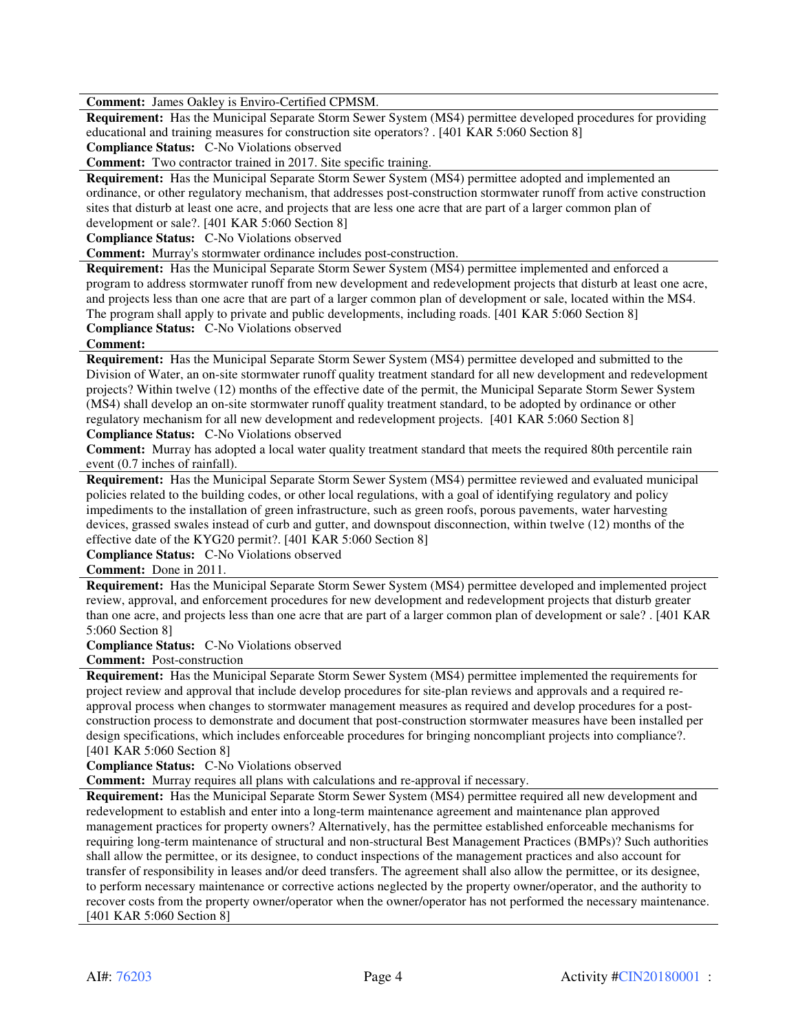**Comment:** James Oakley is Enviro-Certified CPMSM.

---

**Requirement:** Has the Municipal Separate Storm Sewer System (MS4) permittee developed procedures for providing educational and training measures for construction site operators? . [401 KAR 5:060 Section 8]

**Compliance Status:** C-No Violations observed

**Comment:** Two contractor trained in 2017. Site specific training.

---

**Requirement:** Has the Municipal Separate Storm Sewer System (MS4) permittee adopted and implemented an ordinance, or other regulatory mechanism, that addresses post-construction stormwater runoff from active construction sites that disturb at least one acre, and projects that are less one acre that are part of a larger common plan of development or sale?. [401 KAR 5:060 Section 8]

**Compliance Status:** C-No Violations observed

**Comment:** Murray's stormwater ordinance includes post-construction.

---

**Requirement:** Has the Municipal Separate Storm Sewer System (MS4) permittee implemented and enforced a program to address stormwater runoff from new development and redevelopment projects that disturb at least one acre, and projects less than one acre that are part of a larger common plan of development or sale, located within the MS4. The program shall apply to private and public developments, including roads. [401 KAR 5:060 Section 8]

**Compliance Status:** C-No Violations observed

**Comment:**

---

**Requirement:** Has the Municipal Separate Storm Sewer System (MS4) permittee developed and submitted to the Division of Water, an on-site stormwater runoff quality treatment standard for all new development and redevelopment projects? Within twelve (12) months of the effective date of the permit, the Municipal Separate Storm Sewer System (MS4) shall develop an on-site stormwater runoff quality treatment standard, to be adopted by ordinance or other regulatory mechanism for all new development and redevelopment projects. [401 KAR 5:060 Section 8]

**Compliance Status:** C-No Violations observed

**Comment:** Murray has adopted a local water quality treatment standard that meets the required 80th percentile rain event (0.7 inches of rainfall).

---

**Requirement:** Has the Municipal Separate Storm Sewer System (MS4) permittee reviewed and evaluated municipal policies related to the building codes, or other local regulations, with a goal of identifying regulatory and policy impediments to the installation of green infrastructure, such as green roofs, porous pavements, water harvesting devices, grassed swales instead of curb and gutter, and downspout disconnection, within twelve (12) months of the effective date of the KYG20 permit?. [401 KAR 5:060 Section 8]

**Compliance Status:** C-No Violations observed

**Comment:** Done in 2011.

---

**Requirement:** Has the Municipal Separate Storm Sewer System (MS4) permittee developed and implemented project review, approval, and enforcement procedures for new development and redevelopment projects that disturb greater than one acre, and projects less than one acre that are part of a larger common plan of development or sale? . [401 KAR 5:060 Section 8]

**Compliance Status:** C-No Violations observed

**Comment:** Post-construction

---

**Requirement:** Has the Municipal Separate Storm Sewer System (MS4) permittee implemented the requirements for project review and approval that include develop procedures for site-plan reviews and approvals and a required re-approval process when changes to stormwater management measures as required and develop procedures for a post-construction process to demonstrate and document that post-construction stormwater measures have been installed per design specifications, which includes enforceable procedures for bringing noncompliant projects into compliance?. [401 KAR 5:060 Section 8]

**Compliance Status:** C-No Violations observed

**Comment:** Murray requires all plans with calculations and re-approval if necessary.

---

**Requirement:** Has the Municipal Separate Storm Sewer System (MS4) permittee required all new development and redevelopment to establish and enter into a long-term maintenance agreement and maintenance plan approved management practices for property owners? Alternatively, has the permittee established enforceable mechanisms for requiring long-term maintenance of structural and non-structural Best Management Practices (BMPs)? Such authorities shall allow the permittee, or its designee, to conduct inspections of the management practices and also account for transfer of responsibility in leases and/or deed transfers. The agreement shall also allow the permittee, or its designee, to perform necessary maintenance or corrective actions neglected by the property owner/operator, and the authority to recover costs from the property owner/operator when the owner/operator has not performed the necessary maintenance. [401 KAR 5:060 Section 8]

---

AI#: 76203 Activity #CIN20180001 :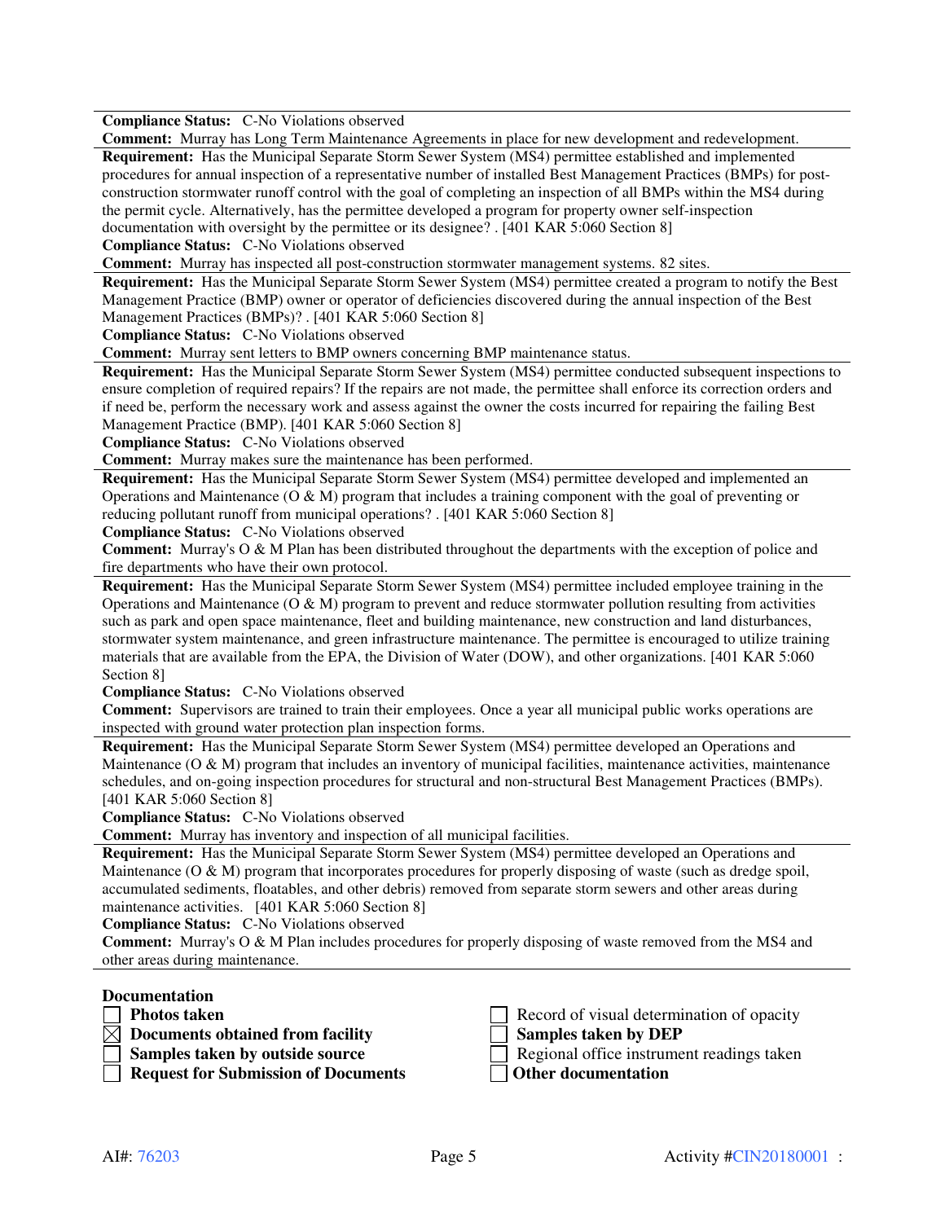**Compliance Status:** C-No Violations observed

**Comment:** Murray has Long Term Maintenance Agreements in place for new development and redevelopment.

---

**Requirement:** Has the Municipal Separate Storm Sewer System (MS4) permittee established and implemented procedures for annual inspection of a representative number of installed Best Management Practices (BMPs) for post-construction stormwater runoff control with the goal of completing an inspection of all BMPs within the MS4 during the permit cycle. Alternatively, has the permittee developed a program for property owner self-inspection documentation with oversight by the permittee or its designee? . [401 KAR 5:060 Section 8]

**Compliance Status:** C-No Violations observed

**Comment:** Murray has inspected all post-construction stormwater management systems. 82 sites.

---

**Requirement:** Has the Municipal Separate Storm Sewer System (MS4) permittee created a program to notify the Best Management Practice (BMP) owner or operator of deficiencies discovered during the annual inspection of the Best Management Practices (BMPs)? . [401 KAR 5:060 Section 8]

**Compliance Status:** C-No Violations observed

**Comment:** Murray sent letters to BMP owners concerning BMP maintenance status.

---

**Requirement:** Has the Municipal Separate Storm Sewer System (MS4) permittee conducted subsequent inspections to ensure completion of required repairs? If the repairs are not made, the permittee shall enforce its correction orders and if need be, perform the necessary work and assess against the owner the costs incurred for repairing the failing Best Management Practice (BMP). [401 KAR 5:060 Section 8]

**Compliance Status:** C-No Violations observed

**Comment:** Murray makes sure the maintenance has been performed.

---

**Requirement:** Has the Municipal Separate Storm Sewer System (MS4) permittee developed and implemented an Operations and Maintenance (O & M) program that includes a training component with the goal of preventing or reducing pollutant runoff from municipal operations? . [401 KAR 5:060 Section 8]

**Compliance Status:** C-No Violations observed

**Comment:** Murray's O & M Plan has been distributed throughout the departments with the exception of police and fire departments who have their own protocol.

---

**Requirement:** Has the Municipal Separate Storm Sewer System (MS4) permittee included employee training in the Operations and Maintenance (O & M) program to prevent and reduce stormwater pollution resulting from activities such as park and open space maintenance, fleet and building maintenance, new construction and land disturbances, stormwater system maintenance, and green infrastructure maintenance. The permittee is encouraged to utilize training materials that are available from the EPA, the Division of Water (DOW), and other organizations. [401 KAR 5:060 Section 8]

**Compliance Status:** C-No Violations observed

**Comment:** Supervisors are trained to train their employees. Once a year all municipal public works operations are inspected with ground water protection plan inspection forms.

---

**Requirement:** Has the Municipal Separate Storm Sewer System (MS4) permittee developed an Operations and Maintenance (O & M) program that includes an inventory of municipal facilities, maintenance activities, maintenance schedules, and on-going inspection procedures for structural and non-structural Best Management Practices (BMPs). [401 KAR 5:060 Section 8]

**Compliance Status:** C-No Violations observed

**Comment:** Murray has inventory and inspection of all municipal facilities.

---

**Requirement:** Has the Municipal Separate Storm Sewer System (MS4) permittee developed an Operations and Maintenance (O & M) program that incorporates procedures for properly disposing of waste (such as dredge spoil, accumulated sediments, floatables, and other debris) removed from separate storm sewers and other areas during maintenance activities. [401 KAR 5:060 Section 8]

**Compliance Status:** C-No Violations observed

**Comment:** Murray's O & M Plan includes procedures for properly disposing of waste removed from the MS4 and other areas during maintenance.

---

**Documentation**

- ☐ **Photos taken**
- ☒ **Documents obtained from facility**
- ☐ **Samples taken by outside source**
- ☐ **Request for Submission of Documents**
- ☐ Record of visual determination of opacity
- ☐ **Samples taken by DEP**
- ☐ Regional office instrument readings taken
- ☐ **Other documentation**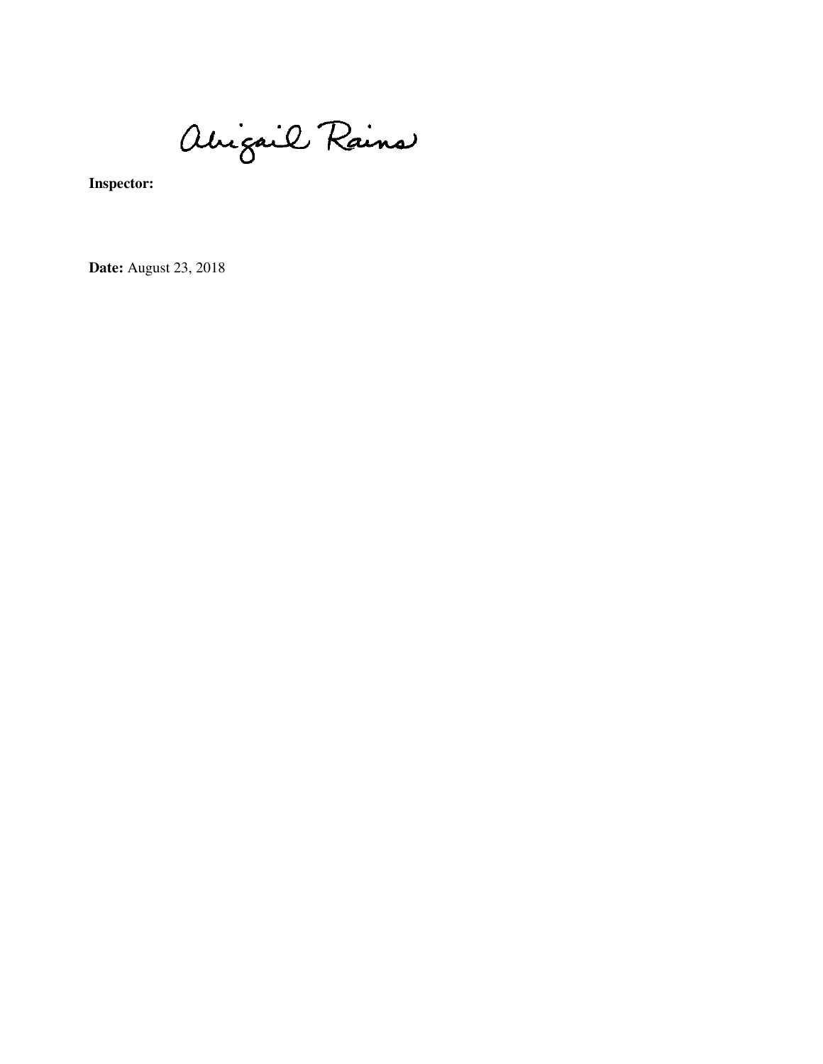Abigail Rains

**Inspector:**

**Date:** August 23, 2018